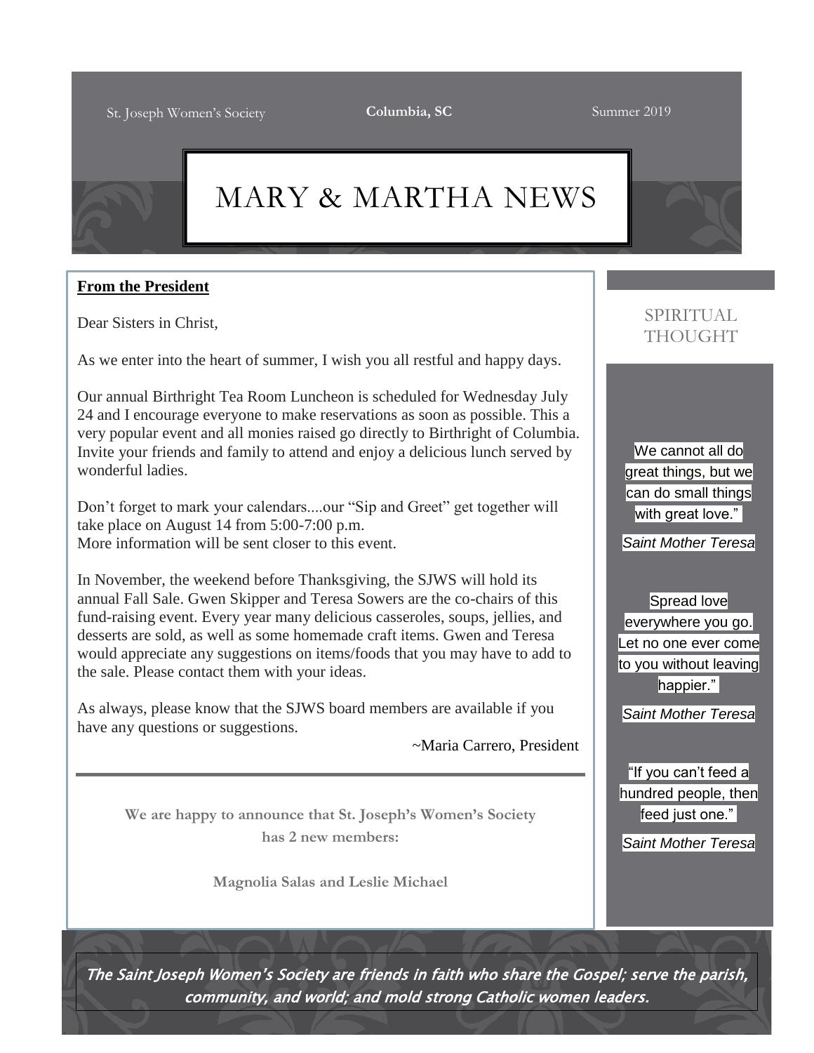St. Joseph Women's Society **Columbia, SC** Summer 2019

# MARY & MARTHA NEWS

**From the President**

Dear Sisters in Christ,

As we enter into the heart of summer, I wish you all restful and happy days.

Our annual Birthright Tea Room Luncheon is scheduled for Wednesday July 24 and I encourage everyone to make reservations as soon as possible. This a very popular event and all monies raised go directly to Birthright of Columbia. Invite your friends and family to attend and enjoy a delicious lunch served by wonderful ladies.

Don't forget to mark your calendars....our "Sip and Greet" get together will take place on August 14 from 5:00-7:00 p.m.
More information will be sent closer to this event.

In November, the weekend before Thanksgiving, the SJWS will hold its annual Fall Sale. Gwen Skipper and Teresa Sowers are the co-chairs of this fund-raising event. Every year many delicious casseroles, soups, jellies, and desserts are sold, as well as some homemade craft items. Gwen and Teresa would appreciate any suggestions on items/foods that you may have to add to the sale. Please contact them with your ideas.

As always, please know that the SJWS board members are available if you have any questions or suggestions.

~Maria Carrero, President

---

**We are happy to announce that St. Joseph's Women's Society has 2 new members:**

**Magnolia Salas and Leslie Michael**

## SPIRITUAL THOUGHT

We cannot all do great things, but we can do small things with great love."

*Saint Mother Teresa*

Spread love everywhere you go. Let no one ever come to you without leaving happier."

*Saint Mother Teresa*

"If you can't feed a hundred people, then feed just one."

*Saint Mother Teresa*

*The Saint Joseph Women's Society are friends in faith who share the Gospel; serve the parish, community, and world; and mold strong Catholic women leaders.*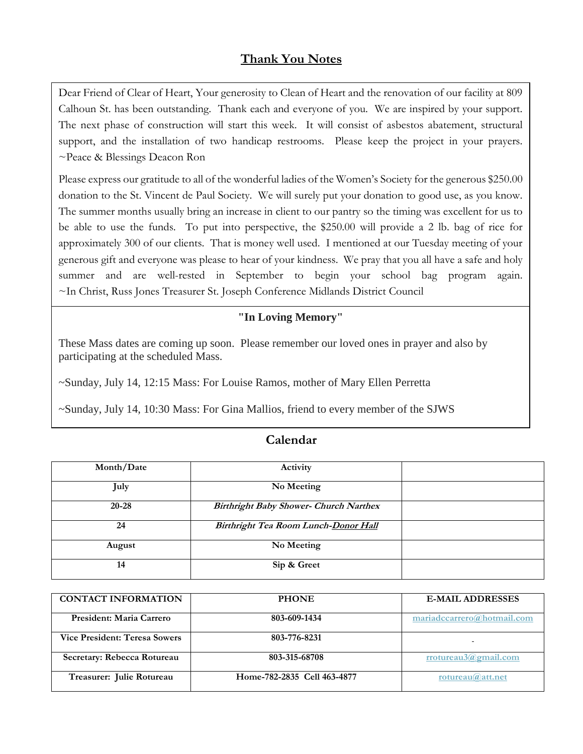## Thank You Notes

Dear Friend of Clear of Heart, Your generosity to Clean of Heart and the renovation of our facility at 809 Calhoun St. has been outstanding. Thank each and everyone of you. We are inspired by your support. The next phase of construction will start this week. It will consist of asbestos abatement, structural support, and the installation of two handicap restrooms. Please keep the project in your prayers. ~Peace & Blessings Deacon Ron

Please express our gratitude to all of the wonderful ladies of the Women's Society for the generous $250.00 donation to the St. Vincent de Paul Society. We will surely put your donation to good use, as you know. The summer months usually bring an increase in client to our pantry so the timing was excellent for us to be able to use the funds. To put into perspective, the $250.00 will provide a 2 lb. bag of rice for approximately 300 of our clients. That is money well used. I mentioned at our Tuesday meeting of your generous gift and everyone was please to hear of your kindness. We pray that you all have a safe and holy summer and are well-rested in September to begin your school bag program again. ~In Christ, Russ Jones Treasurer St. Joseph Conference Midlands District Council

### "In Loving Memory"

These Mass dates are coming up soon. Please remember our loved ones in prayer and also by participating at the scheduled Mass.

~Sunday, July 14, 12:15 Mass: For Louise Ramos, mother of Mary Ellen Perretta

~Sunday, July 14, 10:30 Mass: For Gina Mallios, friend to every member of the SJWS

## Calendar

| Month/Date | Activity | |
|---|---|---|
| July | No Meeting | |
| 20-28 | ***Birthright Baby Shower- Church Narthex*** | |
| 24 | ***Birthright Tea Room Lunch-Donor Hall*** | |
| August | No Meeting | |
| 14 | Sip & Greet | |

| CONTACT INFORMATION | PHONE | E-MAIL ADDRESSES |
|---|---|---|
| President: Maria Carrero | 803-609-1434 | mariadccarrero@hotmail.com |
| Vice President: Teresa Sowers | 803-776-8231 | - |
| Secretary: Rebecca Rotureau | 803-315-68708 | rrotureau3@gmail.com |
| Treasurer: Julie Rotureau | Home-782-2835 Cell 463-4877 | rotureau@att.net |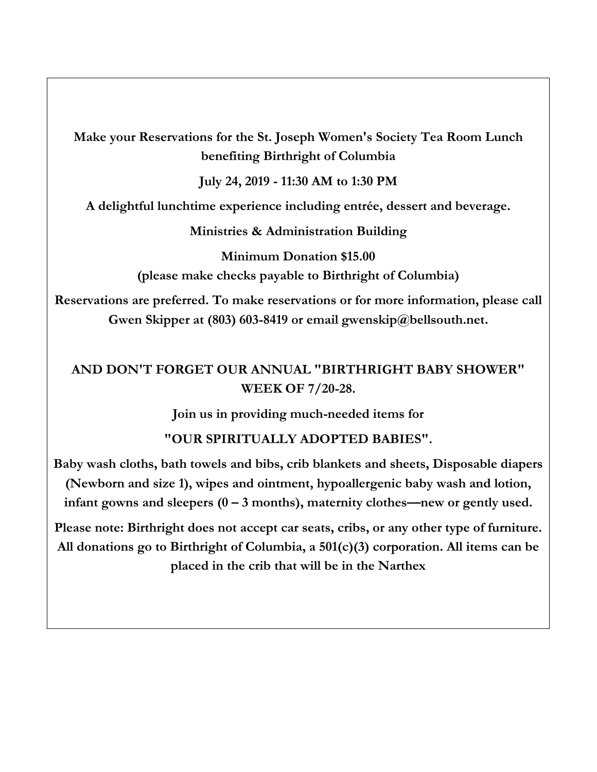**Make your Reservations for the St. Joseph Women's Society Tea Room Lunch benefiting Birthright of Columbia**

**July 24, 2019 - 11:30 AM to 1:30 PM**

**A delightful lunchtime experience including entrée, dessert and beverage.**

**Ministries & Administration Building**

**Minimum Donation $15.00**
**(please make checks payable to Birthright of Columbia)**

**Reservations are preferred. To make reservations or for more information, please call Gwen Skipper at (803) 603-8419 or email gwenskip@bellsouth.net.**

**AND DON'T FORGET OUR ANNUAL "BIRTHRIGHT BABY SHOWER" WEEK OF 7/20-28.**

**Join us in providing much-needed items for**

**"OUR SPIRITUALLY ADOPTED BABIES".**

**Baby wash cloths, bath towels and bibs, crib blankets and sheets, Disposable diapers (Newborn and size 1), wipes and ointment, hypoallergenic baby wash and lotion, infant gowns and sleepers (0 – 3 months), maternity clothes—new or gently used.**

**Please note: Birthright does not accept car seats, cribs, or any other type of furniture. All donations go to Birthright of Columbia, a 501(c)(3) corporation. All items can be placed in the crib that will be in the Narthex**